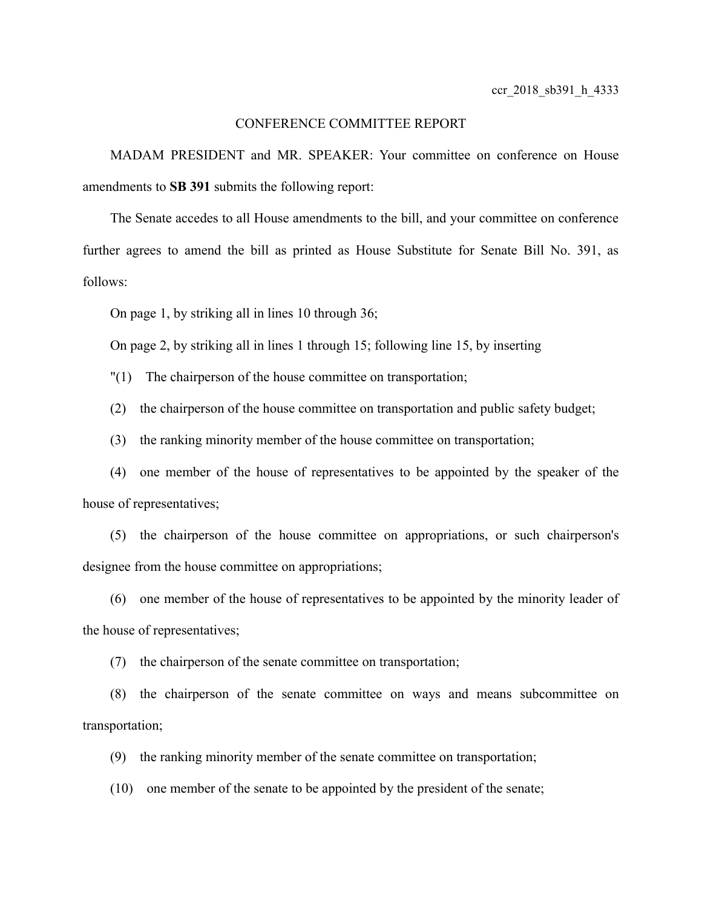ccr_2018_sb391_h_4333

# CONFERENCE COMMITTEE REPORT

MADAM PRESIDENT and MR. SPEAKER: Your committee on conference on House amendments to **SB 391** submits the following report:

The Senate accedes to all House amendments to the bill, and your committee on conference further agrees to amend the bill as printed as House Substitute for Senate Bill No. 391, as follows:

On page 1, by striking all in lines 10 through 36;

On page 2, by striking all in lines 1 through 15; following line 15, by inserting

"(1) The chairperson of the house committee on transportation;

(2) the chairperson of the house committee on transportation and public safety budget;

(3) the ranking minority member of the house committee on transportation;

(4) one member of the house of representatives to be appointed by the speaker of the house of representatives;

(5) the chairperson of the house committee on appropriations, or such chairperson's designee from the house committee on appropriations;

(6) one member of the house of representatives to be appointed by the minority leader of the house of representatives;

(7) the chairperson of the senate committee on transportation;

(8) the chairperson of the senate committee on ways and means subcommittee on transportation;

(9) the ranking minority member of the senate committee on transportation;

(10) one member of the senate to be appointed by the president of the senate;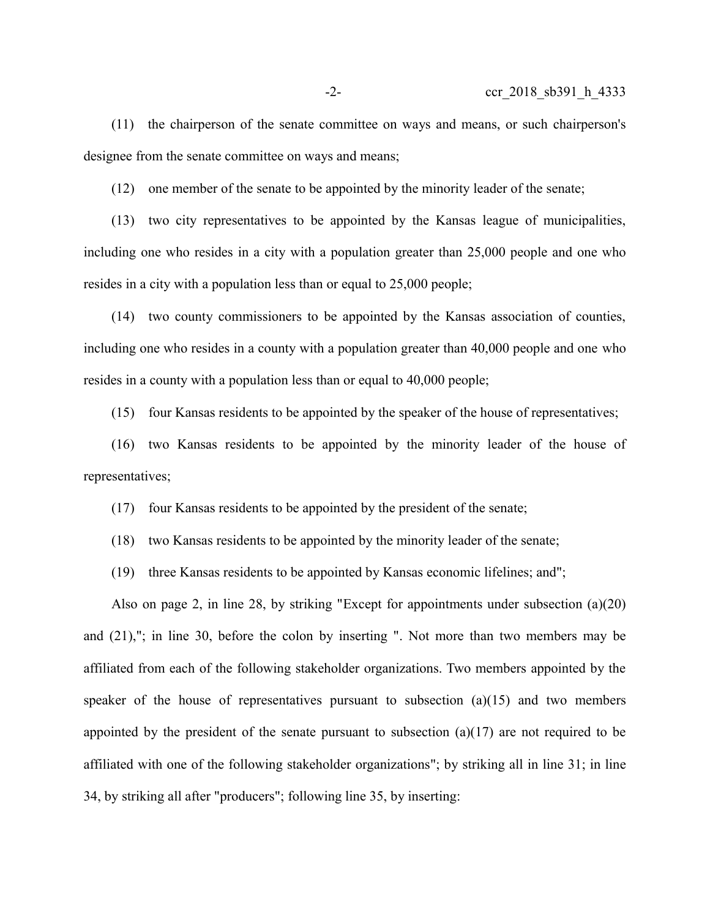(11) the chairperson of the senate committee on ways and means, or such chairperson's designee from the senate committee on ways and means;

(12) one member of the senate to be appointed by the minority leader of the senate;

(13) two city representatives to be appointed by the Kansas league of municipalities, including one who resides in a city with a population greater than 25,000 people and one who resides in a city with a population less than or equal to 25,000 people;

(14) two county commissioners to be appointed by the Kansas association of counties, including one who resides in a county with a population greater than 40,000 people and one who resides in a county with a population less than or equal to 40,000 people;

(15) four Kansas residents to be appointed by the speaker of the house of representatives;

(16) two Kansas residents to be appointed by the minority leader of the house of representatives;

(17) four Kansas residents to be appointed by the president of the senate;

(18) two Kansas residents to be appointed by the minority leader of the senate;

(19) three Kansas residents to be appointed by Kansas economic lifelines; and";

Also on page 2, in line 28, by striking "Except for appointments under subsection (a)(20) and (21),"; in line 30, before the colon by inserting ". Not more than two members may be affiliated from each of the following stakeholder organizations. Two members appointed by the speaker of the house of representatives pursuant to subsection (a)(15) and two members appointed by the president of the senate pursuant to subsection (a)(17) are not required to be affiliated with one of the following stakeholder organizations"; by striking all in line 31; in line 34, by striking all after "producers"; following line 35, by inserting: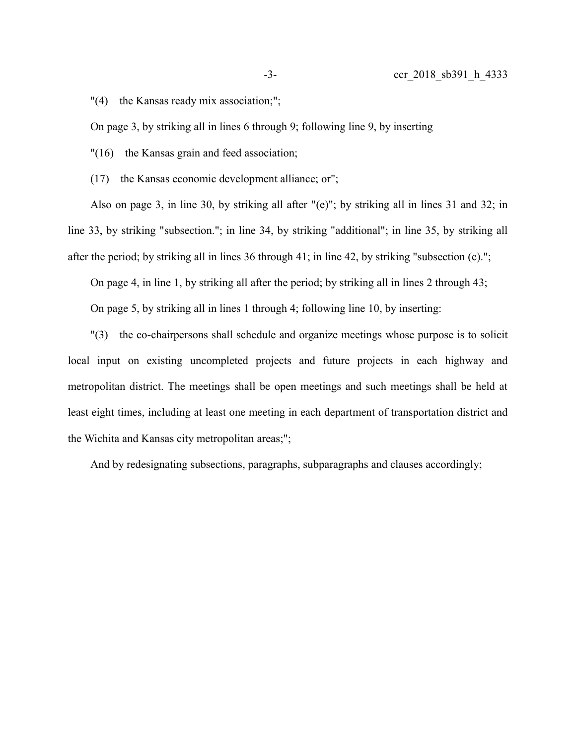"(4) the Kansas ready mix association;";

On page 3, by striking all in lines 6 through 9; following line 9, by inserting

"(16) the Kansas grain and feed association;

(17) the Kansas economic development alliance; or";

Also on page 3, in line 30, by striking all after "(e)"; by striking all in lines 31 and 32; in line 33, by striking "subsection."; in line 34, by striking "additional"; in line 35, by striking all after the period; by striking all in lines 36 through 41; in line 42, by striking "subsection (c).";

On page 4, in line 1, by striking all after the period; by striking all in lines 2 through 43;

On page 5, by striking all in lines 1 through 4; following line 10, by inserting:

"(3) the co-chairpersons shall schedule and organize meetings whose purpose is to solicit local input on existing uncompleted projects and future projects in each highway and metropolitan district. The meetings shall be open meetings and such meetings shall be held at least eight times, including at least one meeting in each department of transportation district and the Wichita and Kansas city metropolitan areas;";

And by redesignating subsections, paragraphs, subparagraphs and clauses accordingly;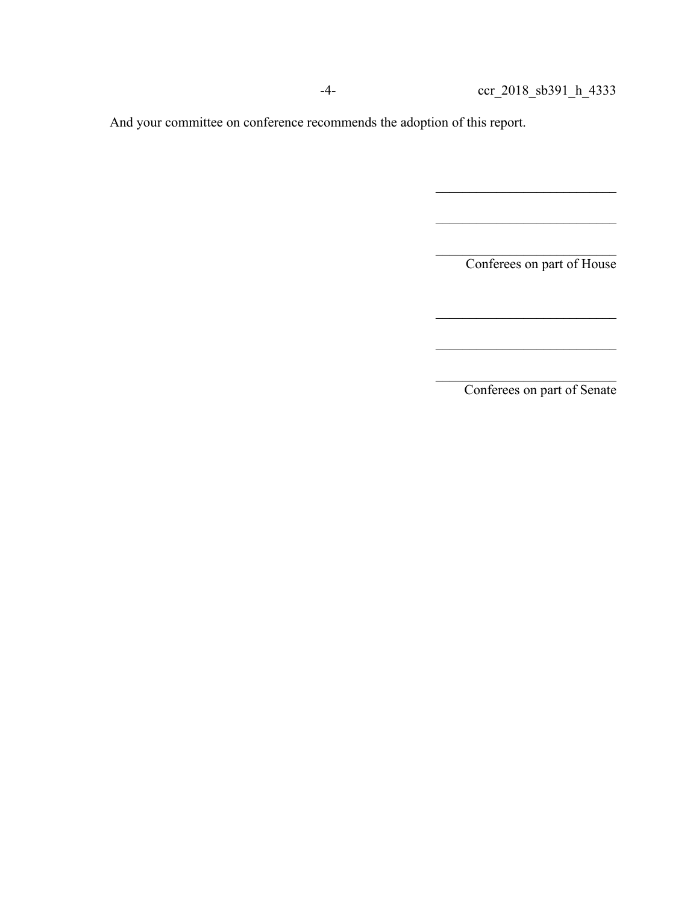And your committee on conference recommends the adoption of this report.

\_\_\_\_\_\_\_\_\_\_\_\_\_\_\_\_\_\_\_\_\_\_\_\_\_\_\_\_

\_\_\_\_\_\_\_\_\_\_\_\_\_\_\_\_\_\_\_\_\_\_\_\_\_\_\_\_

\_\_\_\_\_\_\_\_\_\_\_\_\_\_\_\_\_\_\_\_\_\_\_\_\_\_\_\_

Conferees on part of House

\_\_\_\_\_\_\_\_\_\_\_\_\_\_\_\_\_\_\_\_\_\_\_\_\_\_\_\_

\_\_\_\_\_\_\_\_\_\_\_\_\_\_\_\_\_\_\_\_\_\_\_\_\_\_\_\_

\_\_\_\_\_\_\_\_\_\_\_\_\_\_\_\_\_\_\_\_\_\_\_\_\_\_\_\_

Conferees on part of Senate